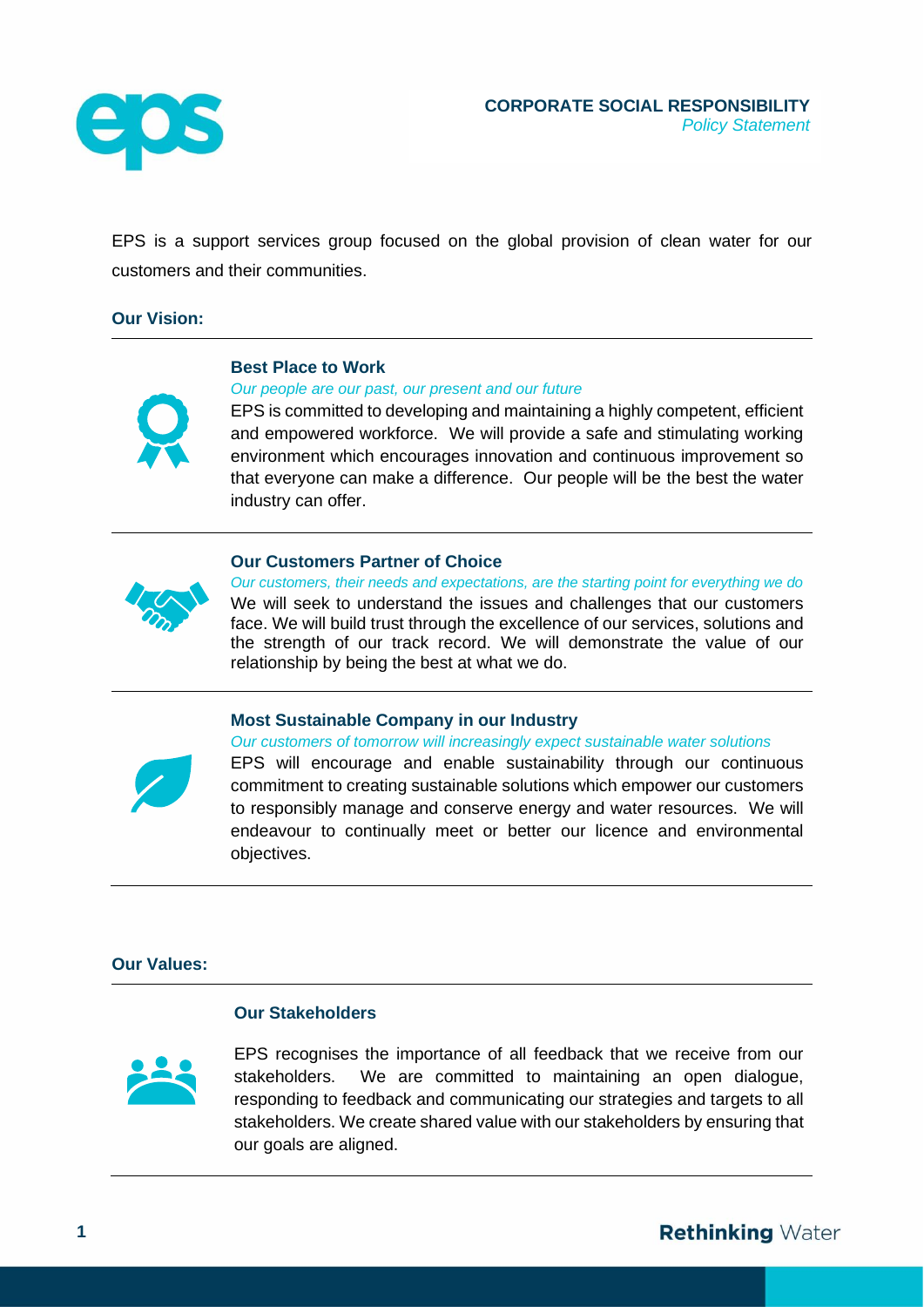# CORPORATE SOCIAL RESPONSIBILITY

*Policy Statement*

EPS is a support services group focused on the global provision of clean water for our customers and their communities.

## Our Vision:

### Best Place to Work

*Our people are our past, our present and our future*

EPS is committed to developing and maintaining a highly competent, efficient and empowered workforce. We will provide a safe and stimulating working environment which encourages innovation and continuous improvement so that everyone can make a difference. Our people will be the best the water industry can offer.

### Our Customers Partner of Choice

*Our customers, their needs and expectations, are the starting point for everything we do*

We will seek to understand the issues and challenges that our customers face. We will build trust through the excellence of our services, solutions and the strength of our track record. We will demonstrate the value of our relationship by being the best at what we do.

### Most Sustainable Company in our Industry

*Our customers of tomorrow will increasingly expect sustainable water solutions*

EPS will encourage and enable sustainability through our continuous commitment to creating sustainable solutions which empower our customers to responsibly manage and conserve energy and water resources. We will endeavour to continually meet or better our licence and environmental objectives.

## Our Values:

### Our Stakeholders

EPS recognises the importance of all feedback that we receive from our stakeholders. We are committed to maintaining an open dialogue, responding to feedback and communicating our strategies and targets to all stakeholders. We create shared value with our stakeholders by ensuring that our goals are aligned.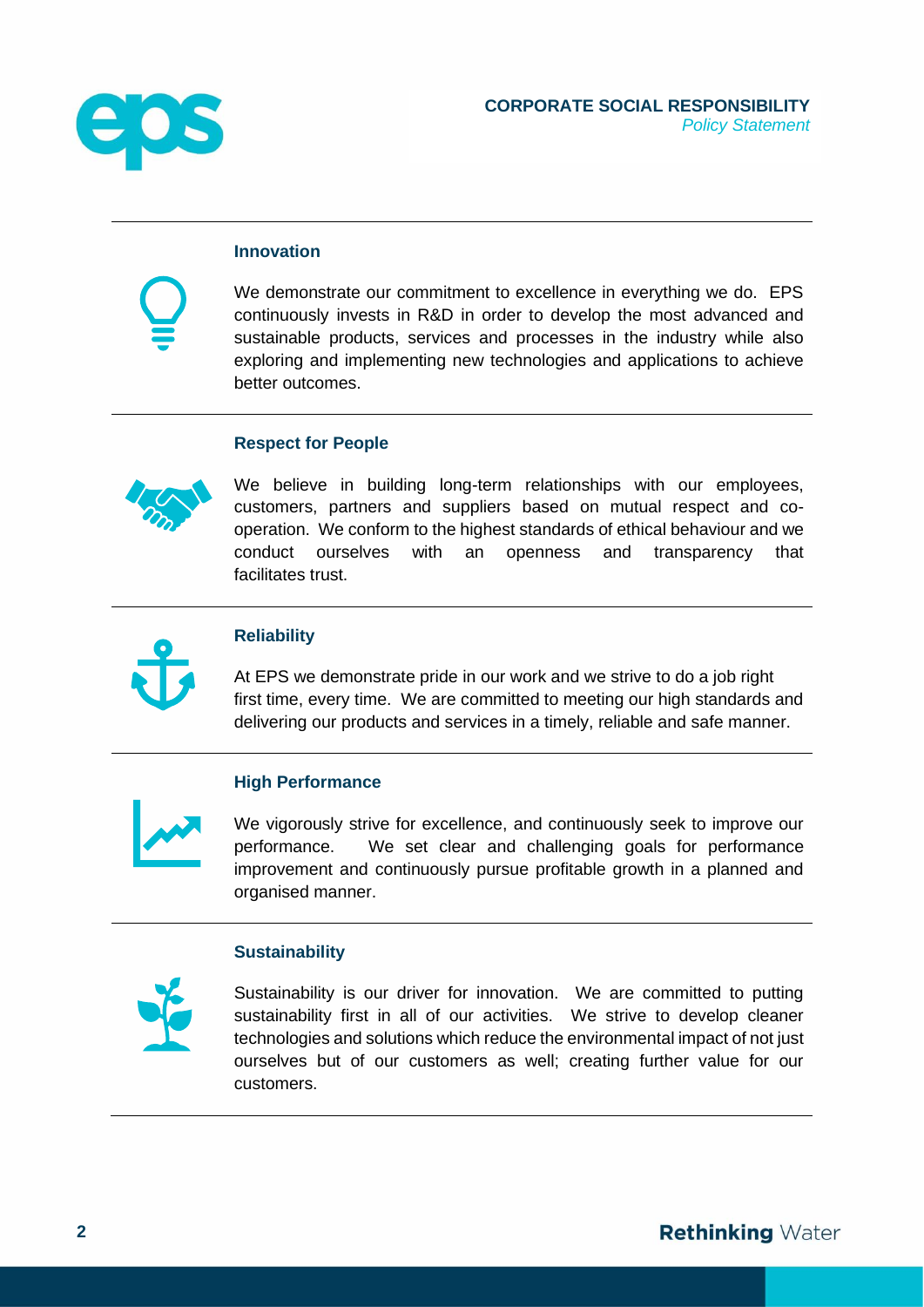### Innovation

We demonstrate our commitment to excellence in everything we do. EPS continuously invests in R&D in order to develop the most advanced and sustainable products, services and processes in the industry while also exploring and implementing new technologies and applications to achieve better outcomes.

### Respect for People

We believe in building long-term relationships with our employees, customers, partners and suppliers based on mutual respect and co-operation. We conform to the highest standards of ethical behaviour and we conduct ourselves with an openness and transparency that facilitates trust.

### Reliability

At EPS we demonstrate pride in our work and we strive to do a job right first time, every time. We are committed to meeting our high standards and delivering our products and services in a timely, reliable and safe manner.

### High Performance

We vigorously strive for excellence, and continuously seek to improve our performance. We set clear and challenging goals for performance improvement and continuously pursue profitable growth in a planned and organised manner.

### Sustainability

Sustainability is our driver for innovation. We are committed to putting sustainability first in all of our activities. We strive to develop cleaner technologies and solutions which reduce the environmental impact of not just ourselves but of our customers as well; creating further value for our customers.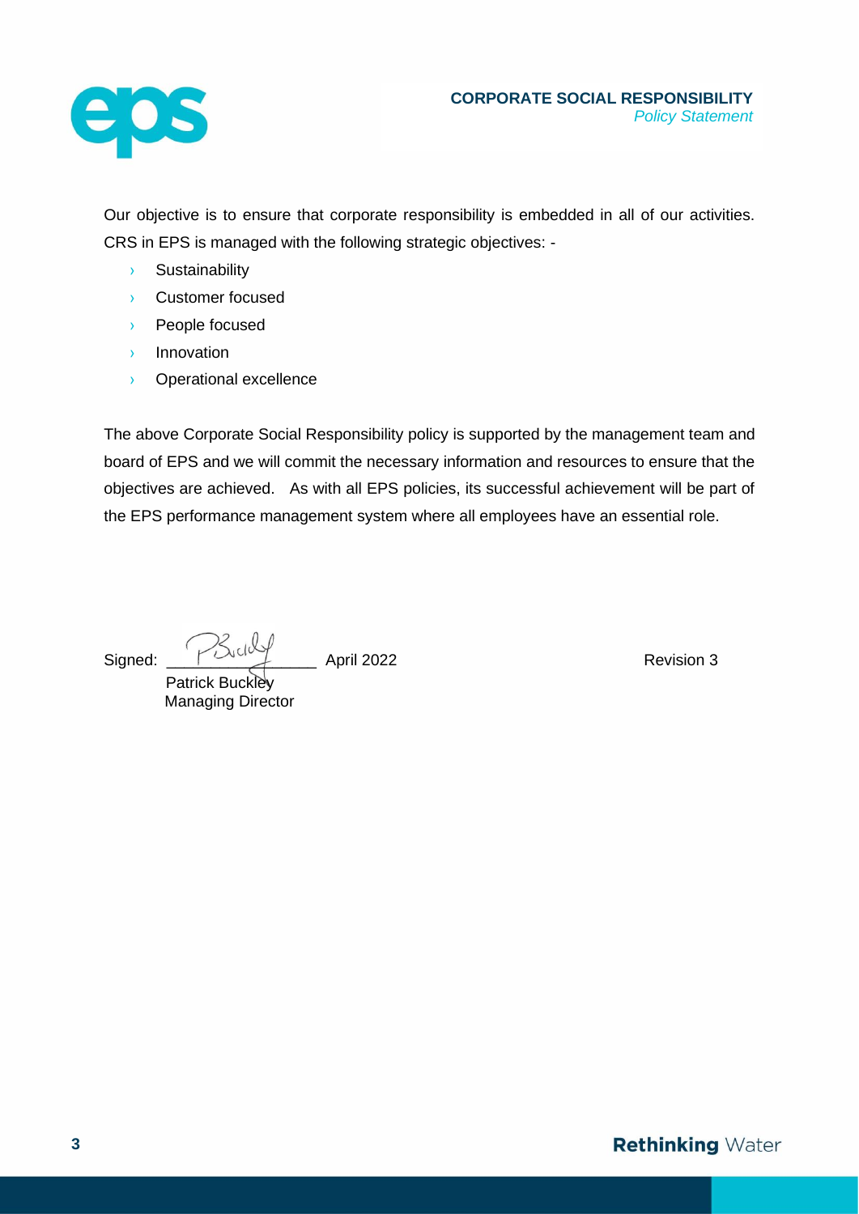**CORPORATE SOCIAL RESPONSIBILITY**
*Policy Statement*

Our objective is to ensure that corporate responsibility is embedded in all of our activities. CRS in EPS is managed with the following strategic objectives: -

- Sustainability
- Customer focused
- People focused
- Innovation
- Operational excellence

The above Corporate Social Responsibility policy is supported by the management team and board of EPS and we will commit the necessary information and resources to ensure that the objectives are achieved. As with all EPS policies, its successful achievement will be part of the EPS performance management system where all employees have an essential role.

Signed: ________________ April 2022 Revision 3

Patrick Buckley
Managing Director